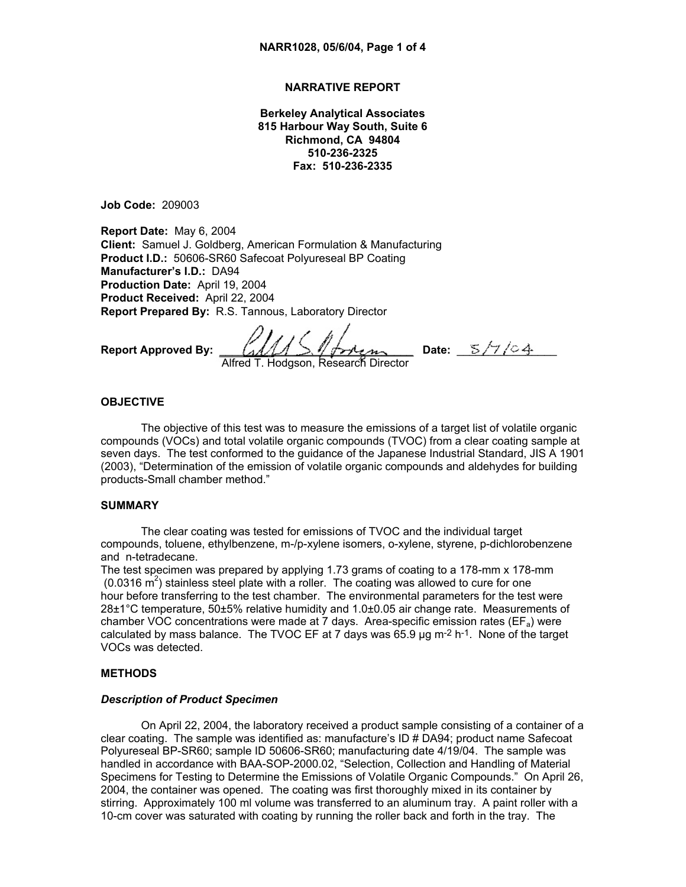# NARRATIVE REPORT

**Berkeley Analytical Associates**
**815 Harbour Way South, Suite 6**
**Richmond, CA 94804**
**510-236-2325**
**Fax: 510-236-2335**

**Job Code:** 209003

**Report Date:** May 6, 2004
**Client:** Samuel J. Goldberg, American Formulation & Manufacturing
**Product I.D.:** 50606-SR60 Safecoat Polyureseal BP Coating
**Manufacturer's I.D.:** DA94
**Production Date:** April 19, 2004
**Product Received:** April 22, 2004
**Report Prepared By:** R.S. Tannous, Laboratory Director

**Report Approved By:** ________________ **Date:** 5/7/04
Alfred T. Hodgson, Research Director

## OBJECTIVE

The objective of this test was to measure the emissions of a target list of volatile organic compounds (VOCs) and total volatile organic compounds (TVOC) from a clear coating sample at seven days. The test conformed to the guidance of the Japanese Industrial Standard, JIS A 1901 (2003), "Determination of the emission of volatile organic compounds and aldehydes for building products-Small chamber method."

## SUMMARY

The clear coating was tested for emissions of TVOC and the individual target compounds, toluene, ethylbenzene, m-/p-xylene isomers, o-xylene, styrene, p-dichlorobenzene and n-tetradecane.

The test specimen was prepared by applying 1.73 grams of coating to a 178-mm x 178-mm (0.0316 $m^2$) stainless steel plate with a roller. The coating was allowed to cure for one hour before transferring to the test chamber. The environmental parameters for the test were 28±1°C temperature, 50±5% relative humidity and 1.0±0.05 air change rate. Measurements of chamber VOC concentrations were made at 7 days. Area-specific emission rates ($EF_a$) were calculated by mass balance. The TVOC EF at 7 days was 65.9 µg $m^{-2}$ $h^{-1}$. None of the target VOCs was detected.

## METHODS

### *Description of Product Specimen*

On April 22, 2004, the laboratory received a product sample consisting of a container of a clear coating. The sample was identified as: manufacture's ID # DA94; product name Safecoat Polyureseal BP-SR60; sample ID 50606-SR60; manufacturing date 4/19/04. The sample was handled in accordance with BAA-SOP-2000.02, "Selection, Collection and Handling of Material Specimens for Testing to Determine the Emissions of Volatile Organic Compounds." On April 26, 2004, the container was opened. The coating was first thoroughly mixed in its container by stirring. Approximately 100 ml volume was transferred to an aluminum tray. A paint roller with a 10-cm cover was saturated with coating by running the roller back and forth in the tray. The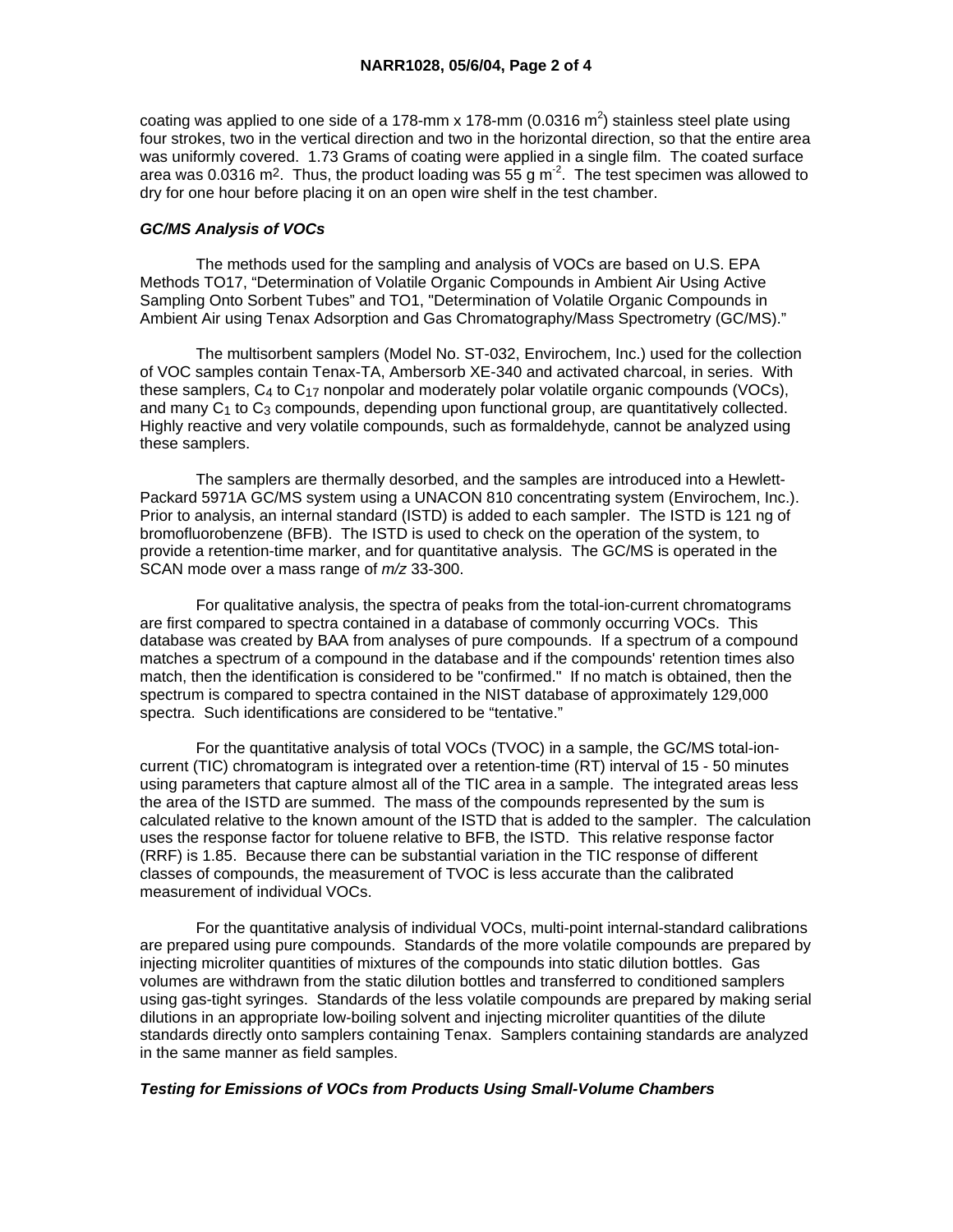coating was applied to one side of a 178-mm x 178-mm (0.0316 $m^2$) stainless steel plate using four strokes, two in the vertical direction and two in the horizontal direction, so that the entire area was uniformly covered. 1.73 Grams of coating were applied in a single film. The coated surface area was 0.0316 $m^2$. Thus, the product loading was 55 g $m^{-2}$. The test specimen was allowed to dry for one hour before placing it on an open wire shelf in the test chamber.

### *GC/MS Analysis of VOCs*

The methods used for the sampling and analysis of VOCs are based on U.S. EPA Methods TO17, "Determination of Volatile Organic Compounds in Ambient Air Using Active Sampling Onto Sorbent Tubes" and TO1, "Determination of Volatile Organic Compounds in Ambient Air using Tenax Adsorption and Gas Chromatography/Mass Spectrometry (GC/MS)."

The multisorbent samplers (Model No. ST-032, Envirochem, Inc.) used for the collection of VOC samples contain Tenax-TA, Ambersorb XE-340 and activated charcoal, in series. With these samplers, $C_4$ to $C_{17}$ nonpolar and moderately polar volatile organic compounds (VOCs), and many $C_1$ to $C_3$ compounds, depending upon functional group, are quantitatively collected. Highly reactive and very volatile compounds, such as formaldehyde, cannot be analyzed using these samplers.

The samplers are thermally desorbed, and the samples are introduced into a Hewlett-Packard 5971A GC/MS system using a UNACON 810 concentrating system (Envirochem, Inc.). Prior to analysis, an internal standard (ISTD) is added to each sampler. The ISTD is 121 ng of bromofluorobenzene (BFB). The ISTD is used to check on the operation of the system, to provide a retention-time marker, and for quantitative analysis. The GC/MS is operated in the SCAN mode over a mass range of $m/z$ 33-300.

For qualitative analysis, the spectra of peaks from the total-ion-current chromatograms are first compared to spectra contained in a database of commonly occurring VOCs. This database was created by BAA from analyses of pure compounds. If a spectrum of a compound matches a spectrum of a compound in the database and if the compounds' retention times also match, then the identification is considered to be "confirmed." If no match is obtained, then the spectrum is compared to spectra contained in the NIST database of approximately 129,000 spectra. Such identifications are considered to be "tentative."

For the quantitative analysis of total VOCs (TVOC) in a sample, the GC/MS total-ion-current (TIC) chromatogram is integrated over a retention-time (RT) interval of 15 - 50 minutes using parameters that capture almost all of the TIC area in a sample. The integrated areas less the area of the ISTD are summed. The mass of the compounds represented by the sum is calculated relative to the known amount of the ISTD that is added to the sampler. The calculation uses the response factor for toluene relative to BFB, the ISTD. This relative response factor (RRF) is 1.85. Because there can be substantial variation in the TIC response of different classes of compounds, the measurement of TVOC is less accurate than the calibrated measurement of individual VOCs.

For the quantitative analysis of individual VOCs, multi-point internal-standard calibrations are prepared using pure compounds. Standards of the more volatile compounds are prepared by injecting microliter quantities of mixtures of the compounds into static dilution bottles. Gas volumes are withdrawn from the static dilution bottles and transferred to conditioned samplers using gas-tight syringes. Standards of the less volatile compounds are prepared by making serial dilutions in an appropriate low-boiling solvent and injecting microliter quantities of the dilute standards directly onto samplers containing Tenax. Samplers containing standards are analyzed in the same manner as field samples.

### *Testing for Emissions of VOCs from Products Using Small-Volume Chambers*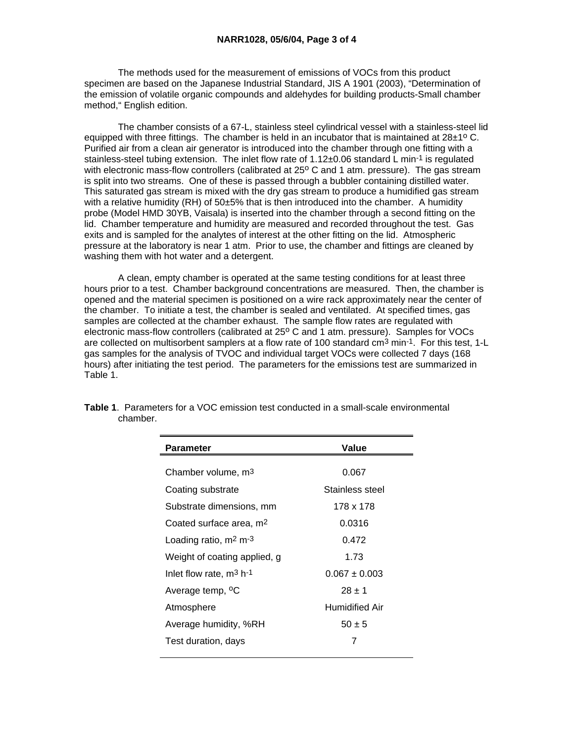The methods used for the measurement of emissions of VOCs from this product specimen are based on the Japanese Industrial Standard, JIS A 1901 (2003), "Determination of the emission of volatile organic compounds and aldehydes for building products-Small chamber method," English edition.

The chamber consists of a 67-L, stainless steel cylindrical vessel with a stainless-steel lid equipped with three fittings. The chamber is held in an incubator that is maintained at 28±1º C. Purified air from a clean air generator is introduced into the chamber through one fitting with a stainless-steel tubing extension. The inlet flow rate of 1.12±0.06 standard L $min^{-1}$ is regulated with electronic mass-flow controllers (calibrated at 25º C and 1 atm. pressure). The gas stream is split into two streams. One of these is passed through a bubbler containing distilled water. This saturated gas stream is mixed with the dry gas stream to produce a humidified gas stream with a relative humidity (RH) of 50±5% that is then introduced into the chamber. A humidity probe (Model HMD 30YB, Vaisala) is inserted into the chamber through a second fitting on the lid. Chamber temperature and humidity are measured and recorded throughout the test. Gas exits and is sampled for the analytes of interest at the other fitting on the lid. Atmospheric pressure at the laboratory is near 1 atm. Prior to use, the chamber and fittings are cleaned by washing them with hot water and a detergent.

A clean, empty chamber is operated at the same testing conditions for at least three hours prior to a test. Chamber background concentrations are measured. Then, the chamber is opened and the material specimen is positioned on a wire rack approximately near the center of the chamber. To initiate a test, the chamber is sealed and ventilated. At specified times, gas samples are collected at the chamber exhaust. The sample flow rates are regulated with electronic mass-flow controllers (calibrated at 25º C and 1 atm. pressure). Samples for VOCs are collected on multisorbent samplers at a flow rate of 100 standard $cm^3$ $min^{-1}$. For this test, 1-L gas samples for the analysis of TVOC and individual target VOCs were collected 7 days (168 hours) after initiating the test period. The parameters for the emissions test are summarized in Table 1.

**Table 1**. Parameters for a VOC emission test conducted in a small-scale environmental chamber.

| Parameter | Value |
|---|---|
| Chamber volume, $m^3$ | 0.067 |
| Coating substrate | Stainless steel |
| Substrate dimensions, mm | 178 x 178 |
| Coated surface area, $m^2$ | 0.0316 |
| Loading ratio, $m^2$ $m^{-3}$ | 0.472 |
| Weight of coating applied, g | 1.73 |
| Inlet flow rate, $m^3$ $h^{-1}$ | 0.067 ± 0.003 |
| Average temp, ºC | 28 ± 1 |
| Atmosphere | Humidified Air |
| Average humidity, %RH | 50 ± 5 |
| Test duration, days | 7 |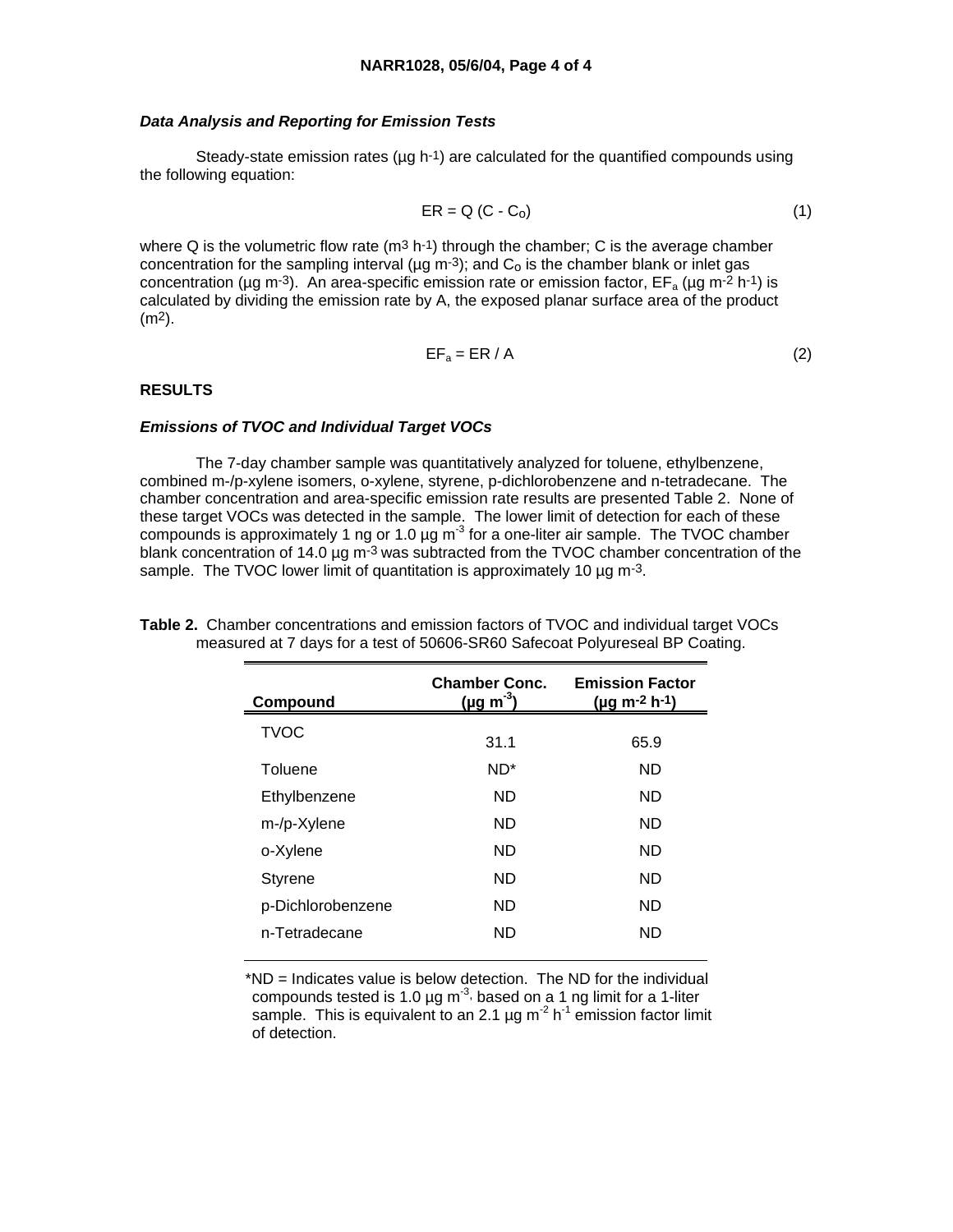### *Data Analysis and Reporting for Emission Tests*

Steady-state emission rates (µg $h^{-1}$) are calculated for the quantified compounds using the following equation:

$$ER = Q\,(C - C_o) \tag{1}$$

where Q is the volumetric flow rate ($m^3$ $h^{-1}$) through the chamber; C is the average chamber concentration for the sampling interval (µg $m^{-3}$); and $C_o$ is the chamber blank or inlet gas concentration (µg $m^{-3}$). An area-specific emission rate or emission factor, $EF_a$ (µg $m^{-2}$ $h^{-1}$) is calculated by dividing the emission rate by A, the exposed planar surface area of the product ($m^2$).

$$EF_a = ER / A \tag{2}$$

## RESULTS

### *Emissions of TVOC and Individual Target VOCs*

The 7-day chamber sample was quantitatively analyzed for toluene, ethylbenzene, combined m-/p-xylene isomers, o-xylene, styrene, p-dichlorobenzene and n-tetradecane. The chamber concentration and area-specific emission rate results are presented Table 2. None of these target VOCs was detected in the sample. The lower limit of detection for each of these compounds is approximately 1 ng or 1.0 µg $m^{-3}$ for a one-liter air sample. The TVOC chamber blank concentration of 14.0 µg $m^{-3}$ was subtracted from the TVOC chamber concentration of the sample. The TVOC lower limit of quantitation is approximately 10 µg $m^{-3}$.

**Table 2.** Chamber concentrations and emission factors of TVOC and individual target VOCs measured at 7 days for a test of 50606-SR60 Safecoat Polyureseal BP Coating.

| Compound | Chamber Conc. (µg $m^{-3}$) | Emission Factor (µg $m^{-2}$ $h^{-1}$) |
|---|---|---|
| TVOC | 31.1 | 65.9 |
| Toluene | ND* | ND |
| Ethylbenzene | ND | ND |
| m-/p-Xylene | ND | ND |
| o-Xylene | ND | ND |
| Styrene | ND | ND |
| p-Dichlorobenzene | ND | ND |
| n-Tetradecane | ND | ND |

*ND = Indicates value is below detection. The ND for the individual compounds tested is 1.0 µg $m^{-3}$, based on a 1 ng limit for a 1-liter sample. This is equivalent to an 2.1 µg $m^{-2}$ $h^{-1}$ emission factor limit of detection.